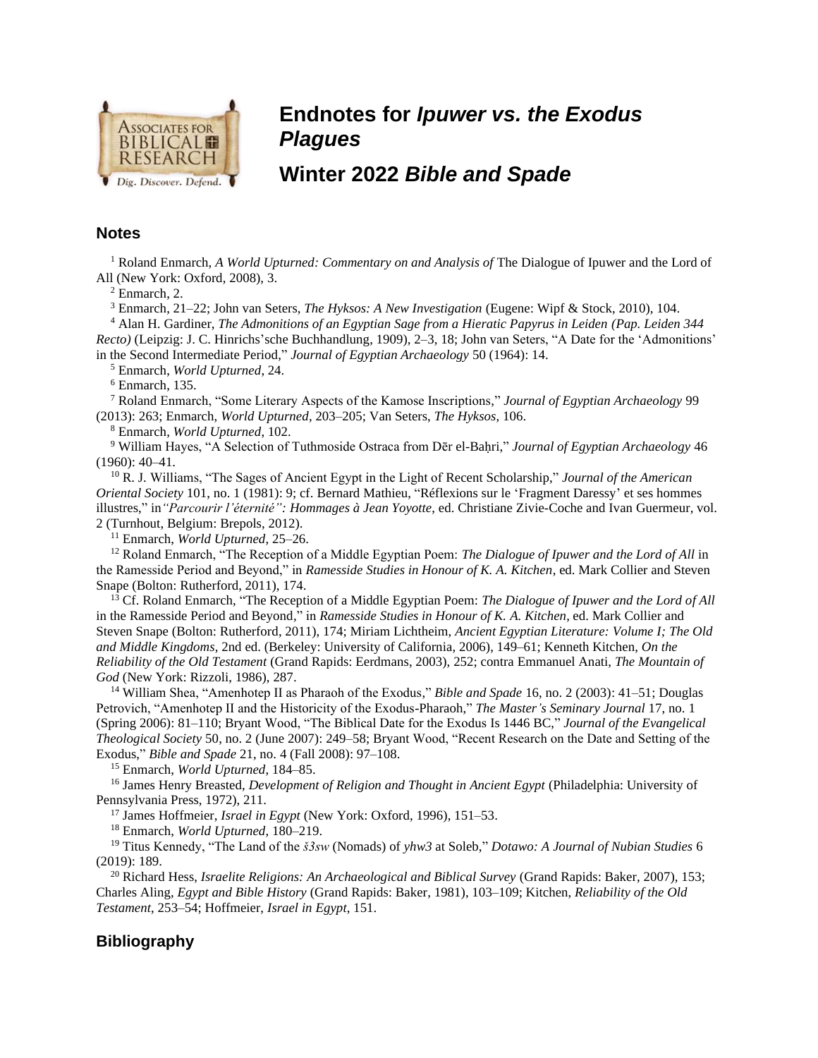# Endnotes for *Ipuwer vs. the Exodus Plagues*

# Winter 2022 *Bible and Spade*

## Notes

[1] Roland Enmarch, *A World Upturned: Commentary on and Analysis of* The Dialogue of Ipuwer and the Lord of All (New York: Oxford, 2008), 3.

[2] Enmarch, 2.

[3] Enmarch, 21–22; John van Seters, *The Hyksos: A New Investigation* (Eugene: Wipf & Stock, 2010), 104.

[4] Alan H. Gardiner, *The Admonitions of an Egyptian Sage from a Hieratic Papyrus in Leiden (Pap. Leiden 344 Recto)* (Leipzig: J. C. Hinrichs'sche Buchhandlung, 1909), 2–3, 18; John van Seters, "A Date for the 'Admonitions' in the Second Intermediate Period," *Journal of Egyptian Archaeology* 50 (1964): 14.

[5] Enmarch, *World Upturned*, 24.

[6] Enmarch, 135.

[7] Roland Enmarch, "Some Literary Aspects of the Kamose Inscriptions," *Journal of Egyptian Archaeology* 99 (2013): 263; Enmarch, *World Upturned*, 203–205; Van Seters, *The Hyksos*, 106.

[8] Enmarch, *World Upturned*, 102.

[9] William Hayes, "A Selection of Tuthmoside Ostraca from Dēr el-Baḥri," *Journal of Egyptian Archaeology* 46 (1960): 40–41.

[10] R. J. Williams, "The Sages of Ancient Egypt in the Light of Recent Scholarship," *Journal of the American Oriental Society* 101, no. 1 (1981): 9; cf. Bernard Mathieu, "Réflexions sur le 'Fragment Daressy' et ses hommes illustres," in *"Parcourir l'éternité": Hommages à Jean Yoyotte*, ed. Christiane Zivie-Coche and Ivan Guermeur, vol. 2 (Turnhout, Belgium: Brepols, 2012).

[11] Enmarch, *World Upturned*, 25–26.

[12] Roland Enmarch, "The Reception of a Middle Egyptian Poem: *The Dialogue of Ipuwer and the Lord of All* in the Ramesside Period and Beyond," in *Ramesside Studies in Honour of K. A. Kitchen*, ed. Mark Collier and Steven Snape (Bolton: Rutherford, 2011), 174.

[13] Cf. Roland Enmarch, "The Reception of a Middle Egyptian Poem: *The Dialogue of Ipuwer and the Lord of All* in the Ramesside Period and Beyond," in *Ramesside Studies in Honour of K. A. Kitchen*, ed. Mark Collier and Steven Snape (Bolton: Rutherford, 2011), 174; Miriam Lichtheim, *Ancient Egyptian Literature: Volume I; The Old and Middle Kingdoms*, 2nd ed. (Berkeley: University of California, 2006), 149–61; Kenneth Kitchen, *On the Reliability of the Old Testament* (Grand Rapids: Eerdmans, 2003), 252; contra Emmanuel Anati, *The Mountain of God* (New York: Rizzoli, 1986), 287.

[14] William Shea, "Amenhotep II as Pharaoh of the Exodus," *Bible and Spade* 16, no. 2 (2003): 41–51; Douglas Petrovich, "Amenhotep II and the Historicity of the Exodus-Pharaoh," *The Master's Seminary Journal* 17, no. 1 (Spring 2006): 81–110; Bryant Wood, "The Biblical Date for the Exodus Is 1446 BC," *Journal of the Evangelical Theological Society* 50, no. 2 (June 2007): 249–58; Bryant Wood, "Recent Research on the Date and Setting of the Exodus," *Bible and Spade* 21, no. 4 (Fall 2008): 97–108.

[15] Enmarch, *World Upturned*, 184–85.

[16] James Henry Breasted, *Development of Religion and Thought in Ancient Egypt* (Philadelphia: University of Pennsylvania Press, 1972), 211.

[17] James Hoffmeier, *Israel in Egypt* (New York: Oxford, 1996), 151–53.

[18] Enmarch, *World Upturned*, 180–219.

[19] Titus Kennedy, "The Land of the *š3sw* (Nomads) of *yhw3* at Soleb," *Dotawo: A Journal of Nubian Studies* 6 (2019): 189.

[20] Richard Hess, *Israelite Religions: An Archaeological and Biblical Survey* (Grand Rapids: Baker, 2007), 153; Charles Aling, *Egypt and Bible History* (Grand Rapids: Baker, 1981), 103–109; Kitchen, *Reliability of the Old Testament*, 253–54; Hoffmeier, *Israel in Egypt*, 151.

## Bibliography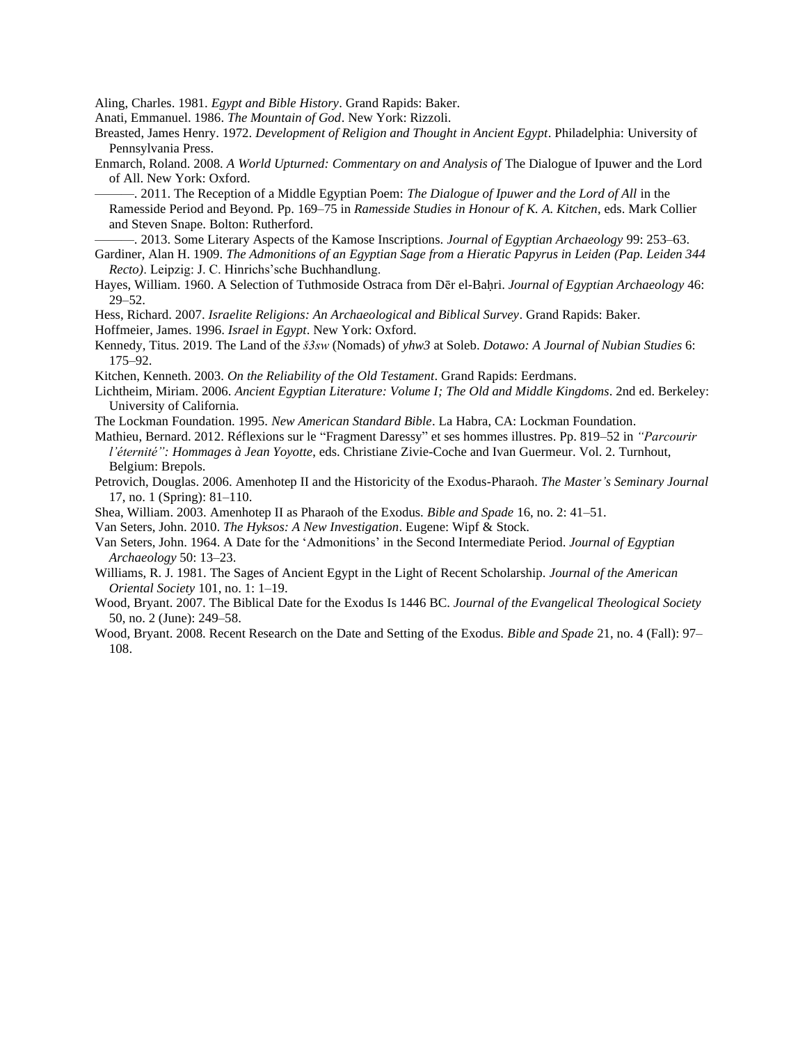Aling, Charles. 1981. *Egypt and Bible History*. Grand Rapids: Baker.

Anati, Emmanuel. 1986. *The Mountain of God*. New York: Rizzoli.

Breasted, James Henry. 1972. *Development of Religion and Thought in Ancient Egypt*. Philadelphia: University of Pennsylvania Press.

Enmarch, Roland. 2008. *A World Upturned: Commentary on and Analysis of* The Dialogue of Ipuwer and the Lord of All. New York: Oxford.

———. 2011. The Reception of a Middle Egyptian Poem: *The Dialogue of Ipuwer and the Lord of All* in the Ramesside Period and Beyond. Pp. 169–75 in *Ramesside Studies in Honour of K. A. Kitchen*, eds. Mark Collier and Steven Snape. Bolton: Rutherford.

———. 2013. Some Literary Aspects of the Kamose Inscriptions. *Journal of Egyptian Archaeology* 99: 253–63.

Gardiner, Alan H. 1909. *The Admonitions of an Egyptian Sage from a Hieratic Papyrus in Leiden (Pap. Leiden 344 Recto)*. Leipzig: J. C. Hinrichs'sche Buchhandlung.

Hayes, William. 1960. A Selection of Tuthmoside Ostraca from Dēr el-Baḥri. *Journal of Egyptian Archaeology* 46: 29–52.

Hess, Richard. 2007. *Israelite Religions: An Archaeological and Biblical Survey*. Grand Rapids: Baker.

Hoffmeier, James. 1996. *Israel in Egypt*. New York: Oxford.

Kennedy, Titus. 2019. The Land of the *š3sw* (Nomads) of *yhw3* at Soleb. *Dotawo: A Journal of Nubian Studies* 6: 175–92.

Kitchen, Kenneth. 2003. *On the Reliability of the Old Testament*. Grand Rapids: Eerdmans.

Lichtheim, Miriam. 2006. *Ancient Egyptian Literature: Volume I; The Old and Middle Kingdoms*. 2nd ed. Berkeley: University of California.

The Lockman Foundation. 1995. *New American Standard Bible*. La Habra, CA: Lockman Foundation.

Mathieu, Bernard. 2012. Réflexions sur le "Fragment Daressy" et ses hommes illustres. Pp. 819–52 in *"Parcourir l'éternité": Hommages à Jean Yoyotte*, eds. Christiane Zivie-Coche and Ivan Guermeur. Vol. 2. Turnhout, Belgium: Brepols.

Petrovich, Douglas. 2006. Amenhotep II and the Historicity of the Exodus-Pharaoh. *The Master's Seminary Journal* 17, no. 1 (Spring): 81–110.

Shea, William. 2003. Amenhotep II as Pharaoh of the Exodus. *Bible and Spade* 16, no. 2: 41–51.

Van Seters, John. 2010. *The Hyksos: A New Investigation*. Eugene: Wipf & Stock.

Van Seters, John. 1964. A Date for the 'Admonitions' in the Second Intermediate Period. *Journal of Egyptian Archaeology* 50: 13–23.

Williams, R. J. 1981. The Sages of Ancient Egypt in the Light of Recent Scholarship. *Journal of the American Oriental Society* 101, no. 1: 1–19.

Wood, Bryant. 2007. The Biblical Date for the Exodus Is 1446 BC. *Journal of the Evangelical Theological Society* 50, no. 2 (June): 249–58.

Wood, Bryant. 2008. Recent Research on the Date and Setting of the Exodus. *Bible and Spade* 21, no. 4 (Fall): 97–108.